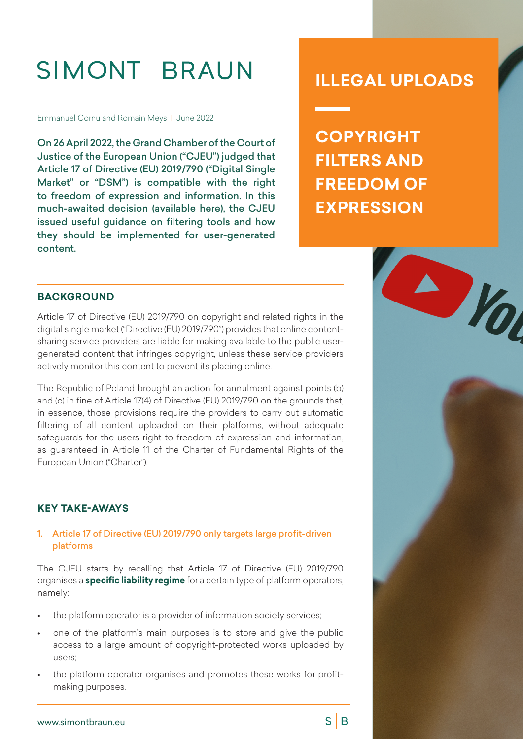SIMONT | BRAUN

# ILLEGAL UPLOADS

## COPYRIGHT FILTERS AND FREEDOM OF EXPRESSION

Emmanuel Cornu and Romain Meys | June 2022

**On 26 April 2022, the Grand Chamber of the Court of Justice of the European Union ("CJEU") judged that Article 17 of Directive (EU) 2019/790 ("Digital Single Market" or "DSM") is compatible with the right to freedom of expression and information. In this much-awaited decision (available here), the CJEU issued useful guidance on filtering tools and how they should be implemented for user-generated content.**

### BACKGROUND

Article 17 of Directive (EU) 2019/790 on copyright and related rights in the digital single market ("Directive (EU) 2019/790") provides that online content-sharing service providers are liable for making available to the public user-generated content that infringes copyright, unless these service providers actively monitor this content to prevent its placing online.

The Republic of Poland brought an action for annulment against points (b) and (c) in fine of Article 17(4) of Directive (EU) 2019/790 on the grounds that, in essence, those provisions require the providers to carry out automatic filtering of all content uploaded on their platforms, without adequate safeguards for the users right to freedom of expression and information, as guaranteed in Article 11 of the Charter of Fundamental Rights of the European Union ("Charter").

### KEY TAKE-AWAYS

#### 1. Article 17 of Directive (EU) 2019/790 only targets large profit-driven platforms

The CJEU starts by recalling that Article 17 of Directive (EU) 2019/790 organises a **specific liability regime** for a certain type of platform operators, namely:

- the platform operator is a provider of information society services;
- one of the platform's main purposes is to store and give the public access to a large amount of copyright-protected works uploaded by users;
- the platform operator organises and promotes these works for profit-making purposes.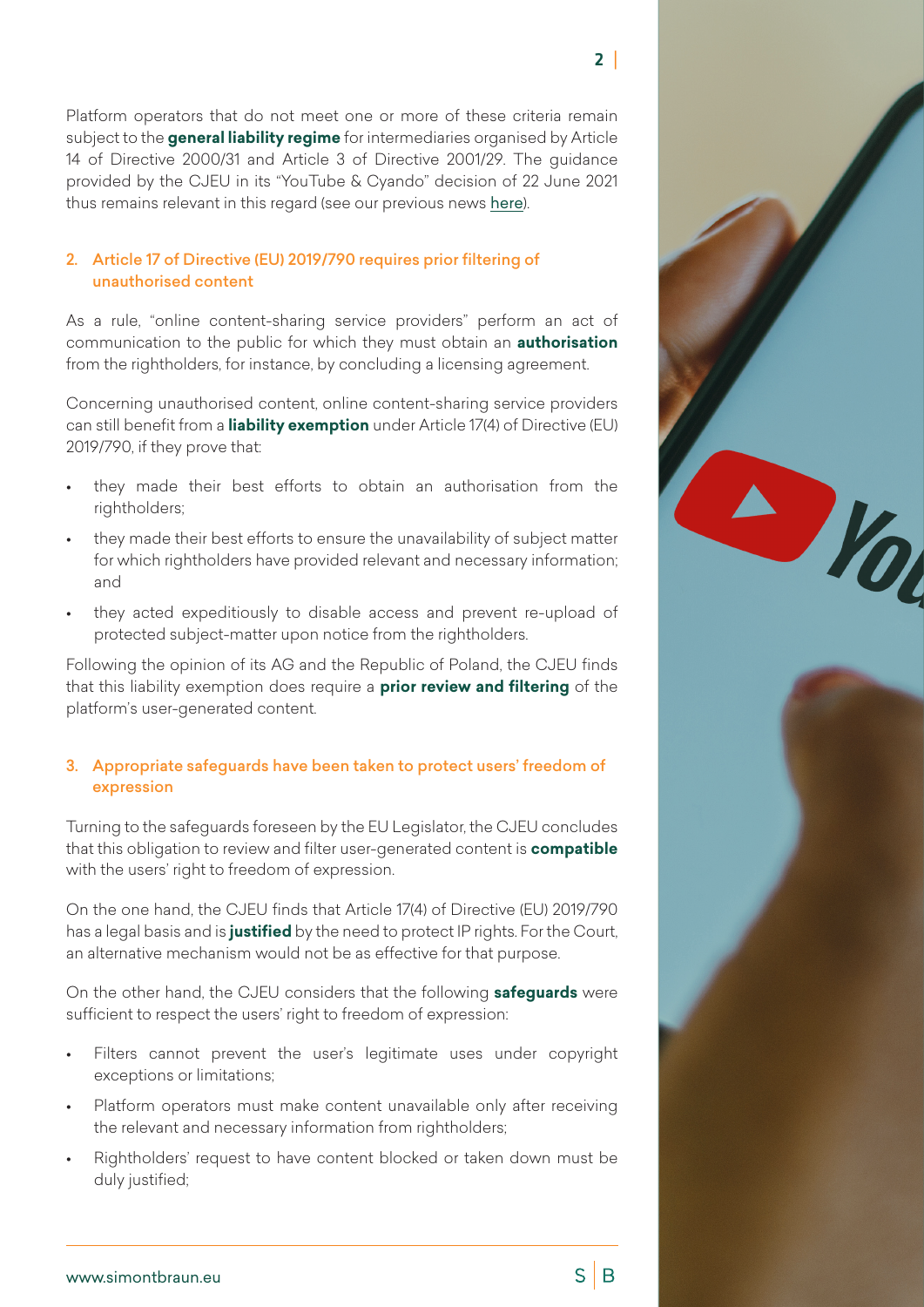Platform operators that do not meet one or more of these criteria remain subject to the **general liability regime** for intermediaries organised by Article 14 of Directive 2000/31 and Article 3 of Directive 2001/29. The guidance provided by the CJEU in its "YouTube & Cyando" decision of 22 June 2021 thus remains relevant in this regard (see our previous news here).

## 2. Article 17 of Directive (EU) 2019/790 requires prior filtering of unauthorised content

As a rule, "online content-sharing service providers" perform an act of communication to the public for which they must obtain an **authorisation** from the rightholders, for instance, by concluding a licensing agreement.

Concerning unauthorised content, online content-sharing service providers can still benefit from a **liability exemption** under Article 17(4) of Directive (EU) 2019/790, if they prove that:

- they made their best efforts to obtain an authorisation from the rightholders;
- they made their best efforts to ensure the unavailability of subject matter for which rightholders have provided relevant and necessary information; and
- they acted expeditiously to disable access and prevent re-upload of protected subject-matter upon notice from the rightholders.

Following the opinion of its AG and the Republic of Poland, the CJEU finds that this liability exemption does require a **prior review and filtering** of the platform's user-generated content.

## 3. Appropriate safeguards have been taken to protect users' freedom of expression

Turning to the safeguards foreseen by the EU Legislator, the CJEU concludes that this obligation to review and filter user-generated content is **compatible** with the users' right to freedom of expression.

On the one hand, the CJEU finds that Article 17(4) of Directive (EU) 2019/790 has a legal basis and is **justified** by the need to protect IP rights. For the Court, an alternative mechanism would not be as effective for that purpose.

On the other hand, the CJEU considers that the following **safeguards** were sufficient to respect the users' right to freedom of expression:

- Filters cannot prevent the user's legitimate uses under copyright exceptions or limitations;
- Platform operators must make content unavailable only after receiving the relevant and necessary information from rightholders;
- Rightholders' request to have content blocked or taken down must be duly justified;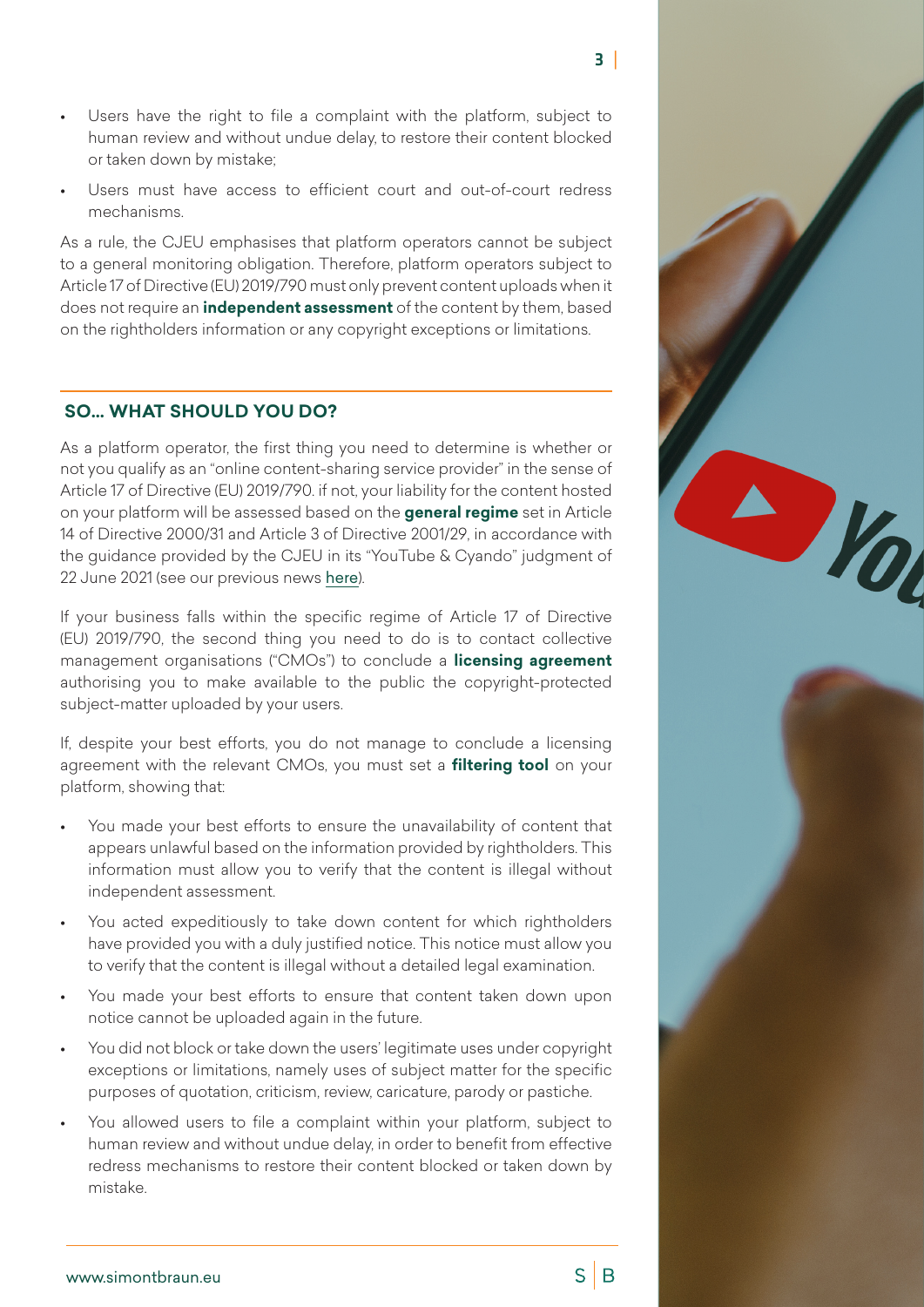- Users have the right to file a complaint with the platform, subject to human review and without undue delay, to restore their content blocked or taken down by mistake;
- Users must have access to efficient court and out-of-court redress mechanisms.

As a rule, the CJEU emphasises that platform operators cannot be subject to a general monitoring obligation. Therefore, platform operators subject to Article 17 of Directive (EU) 2019/790 must only prevent content uploads when it does not require an **independent assessment** of the content by them, based on the rightholders information or any copyright exceptions or limitations.

## SO... WHAT SHOULD YOU DO?

As a platform operator, the first thing you need to determine is whether or not you qualify as an "online content-sharing service provider" in the sense of Article 17 of Directive (EU) 2019/790. if not, your liability for the content hosted on your platform will be assessed based on the **general regime** set in Article 14 of Directive 2000/31 and Article 3 of Directive 2001/29, in accordance with the guidance provided by the CJEU in its "YouTube & Cyando" judgment of 22 June 2021 (see our previous news here).

If your business falls within the specific regime of Article 17 of Directive (EU) 2019/790, the second thing you need to do is to contact collective management organisations ("CMOs") to conclude a **licensing agreement** authorising you to make available to the public the copyright-protected subject-matter uploaded by your users.

If, despite your best efforts, you do not manage to conclude a licensing agreement with the relevant CMOs, you must set a **filtering tool** on your platform, showing that:

- You made your best efforts to ensure the unavailability of content that appears unlawful based on the information provided by rightholders. This information must allow you to verify that the content is illegal without independent assessment.
- You acted expeditiously to take down content for which rightholders have provided you with a duly justified notice. This notice must allow you to verify that the content is illegal without a detailed legal examination.
- You made your best efforts to ensure that content taken down upon notice cannot be uploaded again in the future.
- You did not block or take down the users' legitimate uses under copyright exceptions or limitations, namely uses of subject matter for the specific purposes of quotation, criticism, review, caricature, parody or pastiche.
- You allowed users to file a complaint within your platform, subject to human review and without undue delay, in order to benefit from effective redress mechanisms to restore their content blocked or taken down by mistake.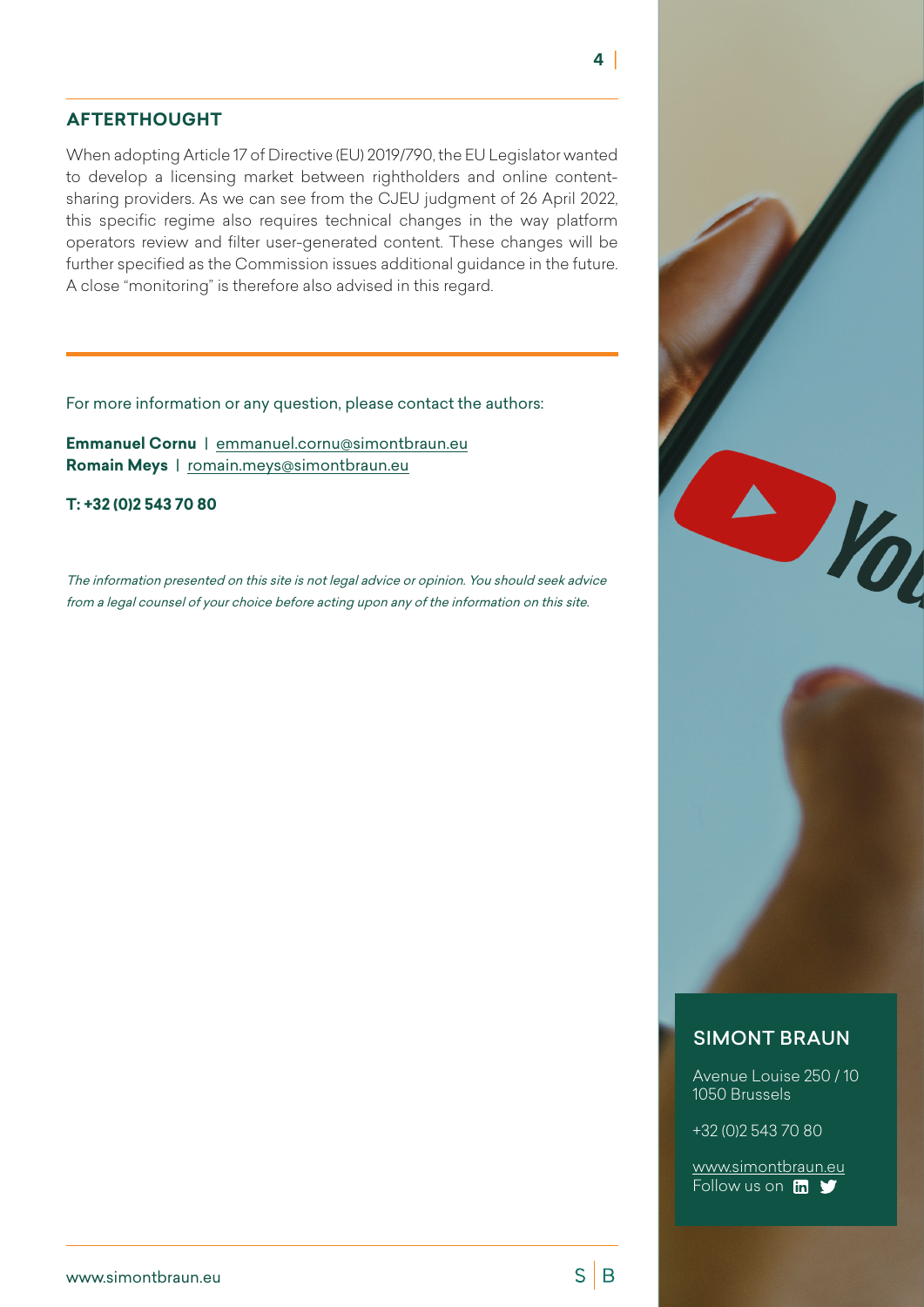## AFTERTHOUGHT

When adopting Article 17 of Directive (EU) 2019/790, the EU Legislator wanted to develop a licensing market between rightholders and online content-sharing providers. As we can see from the CJEU judgment of 26 April 2022, this specific regime also requires technical changes in the way platform operators review and filter user-generated content. These changes will be further specified as the Commission issues additional guidance in the future. A close "monitoring" is therefore also advised in this regard.

---

For more information or any question, please contact the authors:

**Emmanuel Cornu** | emmanuel.cornu@simontbraun.eu
**Romain Meys** | romain.meys@simontbraun.eu

**T: +32 (0)2 543 70 80**

*The information presented on this site is not legal advice or opinion. You should seek advice from a legal counsel of your choice before acting upon any of the information on this site.*

**SIMONT BRAUN**

Avenue Louise 250 / 10
1050 Brussels

+32 (0)2 543 70 80

www.simontbraun.eu
Follow us on